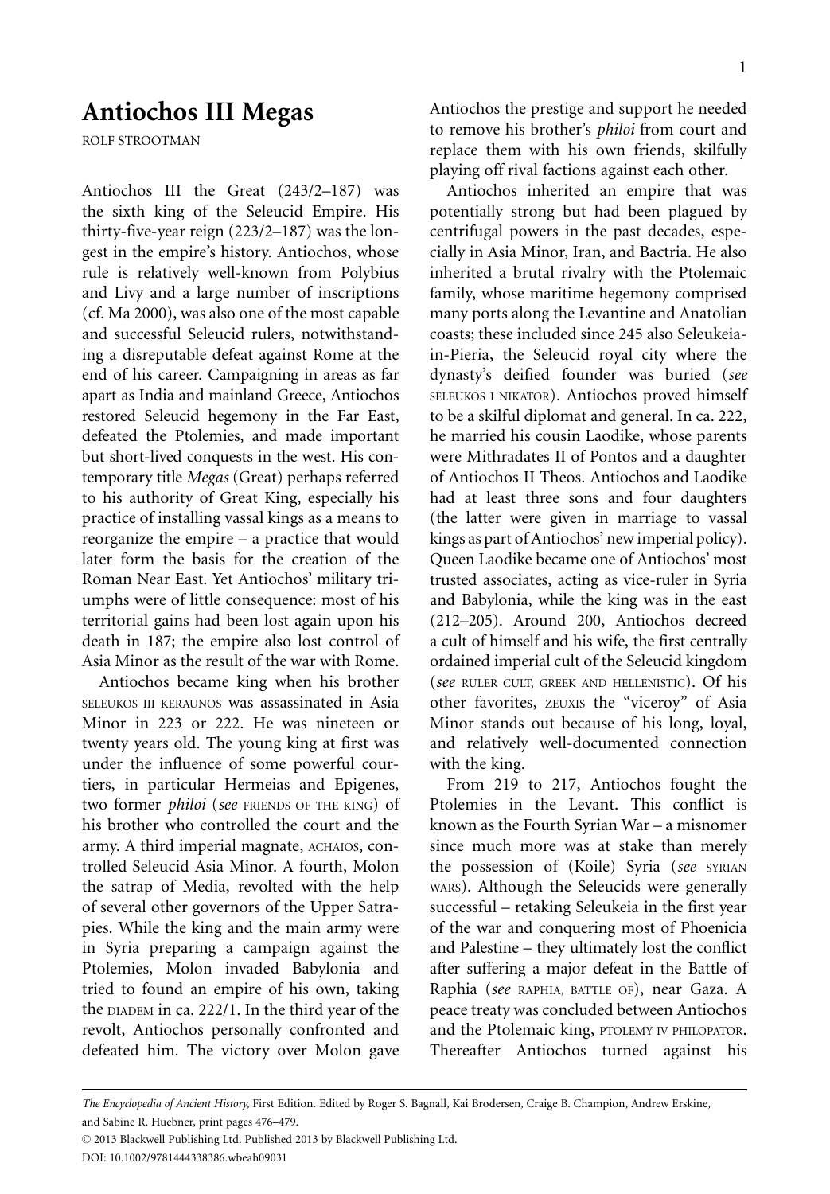# Antiochos III Megas

ROLF STROOTMAN

Antiochos III the Great (243/2–187) was the sixth king of the Seleucid Empire. His thirty-five-year reign (223/2–187) was the longest in the empire's history. Antiochos, whose rule is relatively well-known from Polybius and Livy and a large number of inscriptions (cf. Ma 2000), was also one of the most capable and successful Seleucid rulers, notwithstanding a disreputable defeat against Rome at the end of his career. Campaigning in areas as far apart as India and mainland Greece, Antiochos restored Seleucid hegemony in the Far East, defeated the Ptolemies, and made important but short-lived conquests in the west. His contemporary title *Megas* (Great) perhaps referred to his authority of Great King, especially his practice of installing vassal kings as a means to reorganize the empire – a practice that would later form the basis for the creation of the Roman Near East. Yet Antiochos' military triumphs were of little consequence: most of his territorial gains had been lost again upon his death in 187; the empire also lost control of Asia Minor as the result of the war with Rome.

Antiochos became king when his brother SELEUKOS III KERAUNOS was assassinated in Asia Minor in 223 or 222. He was nineteen or twenty years old. The young king at first was under the influence of some powerful courtiers, in particular Hermeias and Epigenes, two former *philoi* (*see* FRIENDS OF THE KING) of his brother who controlled the court and the army. A third imperial magnate, ACHAIOS, controlled Seleucid Asia Minor. A fourth, Molon the satrap of Media, revolted with the help of several other governors of the Upper Satrapies. While the king and the main army were in Syria preparing a campaign against the Ptolemies, Molon invaded Babylonia and tried to found an empire of his own, taking the DIADEM in ca. 222/1. In the third year of the revolt, Antiochos personally confronted and defeated him. The victory over Molon gave Antiochos the prestige and support he needed to remove his brother's *philoi* from court and replace them with his own friends, skilfully playing off rival factions against each other.

Antiochos inherited an empire that was potentially strong but had been plagued by centrifugal powers in the past decades, especially in Asia Minor, Iran, and Bactria. He also inherited a brutal rivalry with the Ptolemaic family, whose maritime hegemony comprised many ports along the Levantine and Anatolian coasts; these included since 245 also Seleukeia-in-Pieria, the Seleucid royal city where the dynasty's deified founder was buried (*see* SELEUKOS I NIKATOR). Antiochos proved himself to be a skilful diplomat and general. In ca. 222, he married his cousin Laodike, whose parents were Mithradates II of Pontos and a daughter of Antiochos II Theos. Antiochos and Laodike had at least three sons and four daughters (the latter were given in marriage to vassal kings as part of Antiochos' new imperial policy). Queen Laodike became one of Antiochos' most trusted associates, acting as vice-ruler in Syria and Babylonia, while the king was in the east (212–205). Around 200, Antiochos decreed a cult of himself and his wife, the first centrally ordained imperial cult of the Seleucid kingdom (*see* RULER CULT, GREEK AND HELLENISTIC). Of his other favorites, ZEUXIS the "viceroy" of Asia Minor stands out because of his long, loyal, and relatively well-documented connection with the king.

From 219 to 217, Antiochos fought the Ptolemies in the Levant. This conflict is known as the Fourth Syrian War – a misnomer since much more was at stake than merely the possession of (Koile) Syria (*see* SYRIAN WARS). Although the Seleucids were generally successful – retaking Seleukeia in the first year of the war and conquering most of Phoenicia and Palestine – they ultimately lost the conflict after suffering a major defeat in the Battle of Raphia (*see* RAPHIA, BATTLE OF), near Gaza. A peace treaty was concluded between Antiochos and the Ptolemaic king, PTOLEMY IV PHILOPATOR. Thereafter Antiochos turned against his

*The Encyclopedia of Ancient History*, First Edition. Edited by Roger S. Bagnall, Kai Brodersen, Craige B. Champion, Andrew Erskine, and Sabine R. Huebner, print pages 476–479.

© 2013 Blackwell Publishing Ltd. Published 2013 by Blackwell Publishing Ltd.

DOI: 10.1002/9781444338386.wbeah09031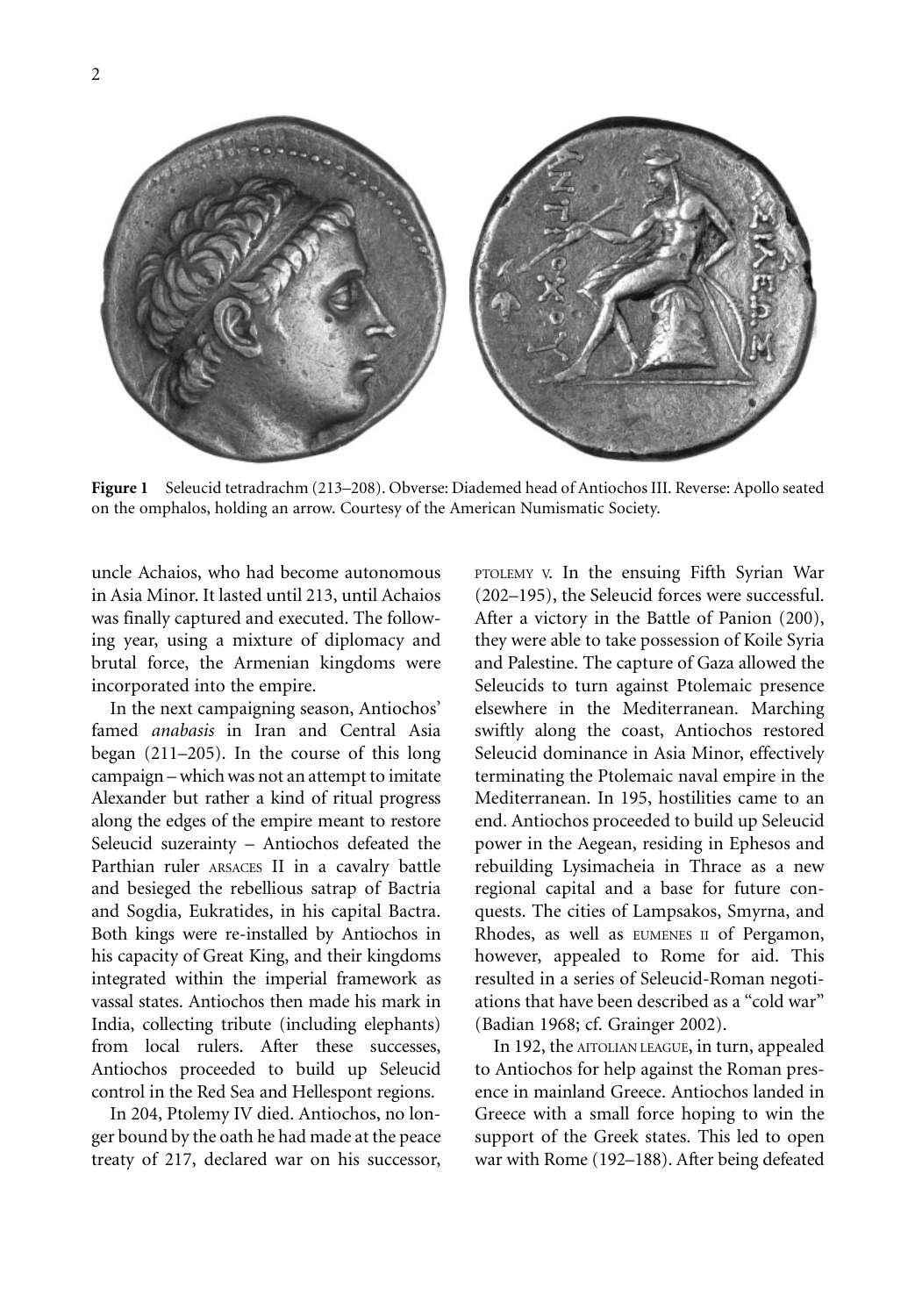**Figure 1** Seleucid tetradrachm (213–208). Obverse: Diademed head of Antiochos III. Reverse: Apollo seated on the omphalos, holding an arrow. Courtesy of the American Numismatic Society.

uncle Achaios, who had become autonomous in Asia Minor. It lasted until 213, until Achaios was finally captured and executed. The following year, using a mixture of diplomacy and brutal force, the Armenian kingdoms were incorporated into the empire.

In the next campaigning season, Antiochos' famed *anabasis* in Iran and Central Asia began (211–205). In the course of this long campaign – which was not an attempt to imitate Alexander but rather a kind of ritual progress along the edges of the empire meant to restore Seleucid suzerainty – Antiochos defeated the Parthian ruler ARSACES II in a cavalry battle and besieged the rebellious satrap of Bactria and Sogdia, Eukratides, in his capital Bactra. Both kings were re-installed by Antiochos in his capacity of Great King, and their kingdoms integrated within the imperial framework as vassal states. Antiochos then made his mark in India, collecting tribute (including elephants) from local rulers. After these successes, Antiochos proceeded to build up Seleucid control in the Red Sea and Hellespont regions.

In 204, Ptolemy IV died. Antiochos, no longer bound by the oath he had made at the peace treaty of 217, declared war on his successor, PTOLEMY V. In the ensuing Fifth Syrian War (202–195), the Seleucid forces were successful. After a victory in the Battle of Panion (200), they were able to take possession of Koile Syria and Palestine. The capture of Gaza allowed the Seleucids to turn against Ptolemaic presence elsewhere in the Mediterranean. Marching swiftly along the coast, Antiochos restored Seleucid dominance in Asia Minor, effectively terminating the Ptolemaic naval empire in the Mediterranean. In 195, hostilities came to an end. Antiochos proceeded to build up Seleucid power in the Aegean, residing in Ephesos and rebuilding Lysimacheia in Thrace as a new regional capital and a base for future conquests. The cities of Lampsakos, Smyrna, and Rhodes, as well as EUMENES II of Pergamon, however, appealed to Rome for aid. This resulted in a series of Seleucid-Roman negotiations that have been described as a "cold war" (Badian 1968; cf. Grainger 2002).

In 192, the AITOLIAN LEAGUE, in turn, appealed to Antiochos for help against the Roman presence in mainland Greece. Antiochos landed in Greece with a small force hoping to win the support of the Greek states. This led to open war with Rome (192–188). After being defeated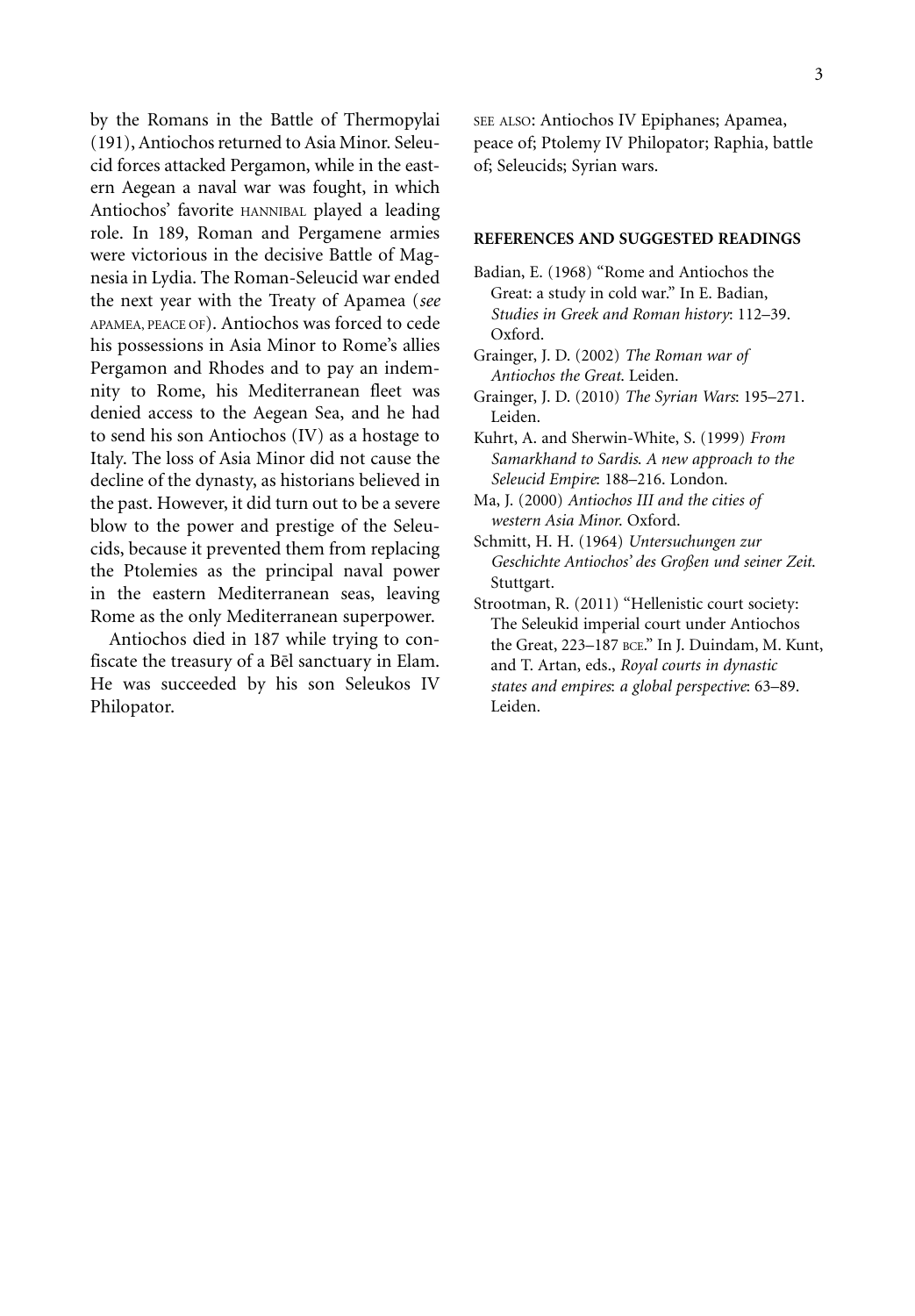by the Romans in the Battle of Thermopylai (191), Antiochos returned to Asia Minor. Seleucid forces attacked Pergamon, while in the eastern Aegean a naval war was fought, in which Antiochos' favorite HANNIBAL played a leading role. In 189, Roman and Pergamene armies were victorious in the decisive Battle of Magnesia in Lydia. The Roman-Seleucid war ended the next year with the Treaty of Apamea (*see* APAMEA, PEACE OF). Antiochos was forced to cede his possessions in Asia Minor to Rome's allies Pergamon and Rhodes and to pay an indemnity to Rome, his Mediterranean fleet was denied access to the Aegean Sea, and he had to send his son Antiochos (IV) as a hostage to Italy. The loss of Asia Minor did not cause the decline of the dynasty, as historians believed in the past. However, it did turn out to be a severe blow to the power and prestige of the Seleucids, because it prevented them from replacing the Ptolemies as the principal naval power in the eastern Mediterranean seas, leaving Rome as the only Mediterranean superpower.

Antiochos died in 187 while trying to confiscate the treasury of a Bēl sanctuary in Elam. He was succeeded by his son Seleukos IV Philopator.

SEE ALSO: Antiochos IV Epiphanes; Apamea, peace of; Ptolemy IV Philopator; Raphia, battle of; Seleucids; Syrian wars.

**REFERENCES AND SUGGESTED READINGS**

Badian, E. (1968) "Rome and Antiochos the Great: a study in cold war." In E. Badian, *Studies in Greek and Roman history*: 112–39. Oxford.

Grainger, J. D. (2002) *The Roman war of Antiochos the Great*. Leiden.

Grainger, J. D. (2010) *The Syrian Wars*: 195–271. Leiden.

Kuhrt, A. and Sherwin-White, S. (1999) *From Samarkhand to Sardis. A new approach to the Seleucid Empire*: 188–216. London.

Ma, J. (2000) *Antiochos III and the cities of western Asia Minor*. Oxford.

Schmitt, H. H. (1964) *Untersuchungen zur Geschichte Antiochos' des Großen und seiner Zeit*. Stuttgart.

Strootman, R. (2011) "Hellenistic court society: The Seleukid imperial court under Antiochos the Great, 223–187 BCE." In J. Duindam, M. Kunt, and T. Artan, eds., *Royal courts in dynastic states and empires: a global perspective*: 63–89. Leiden.